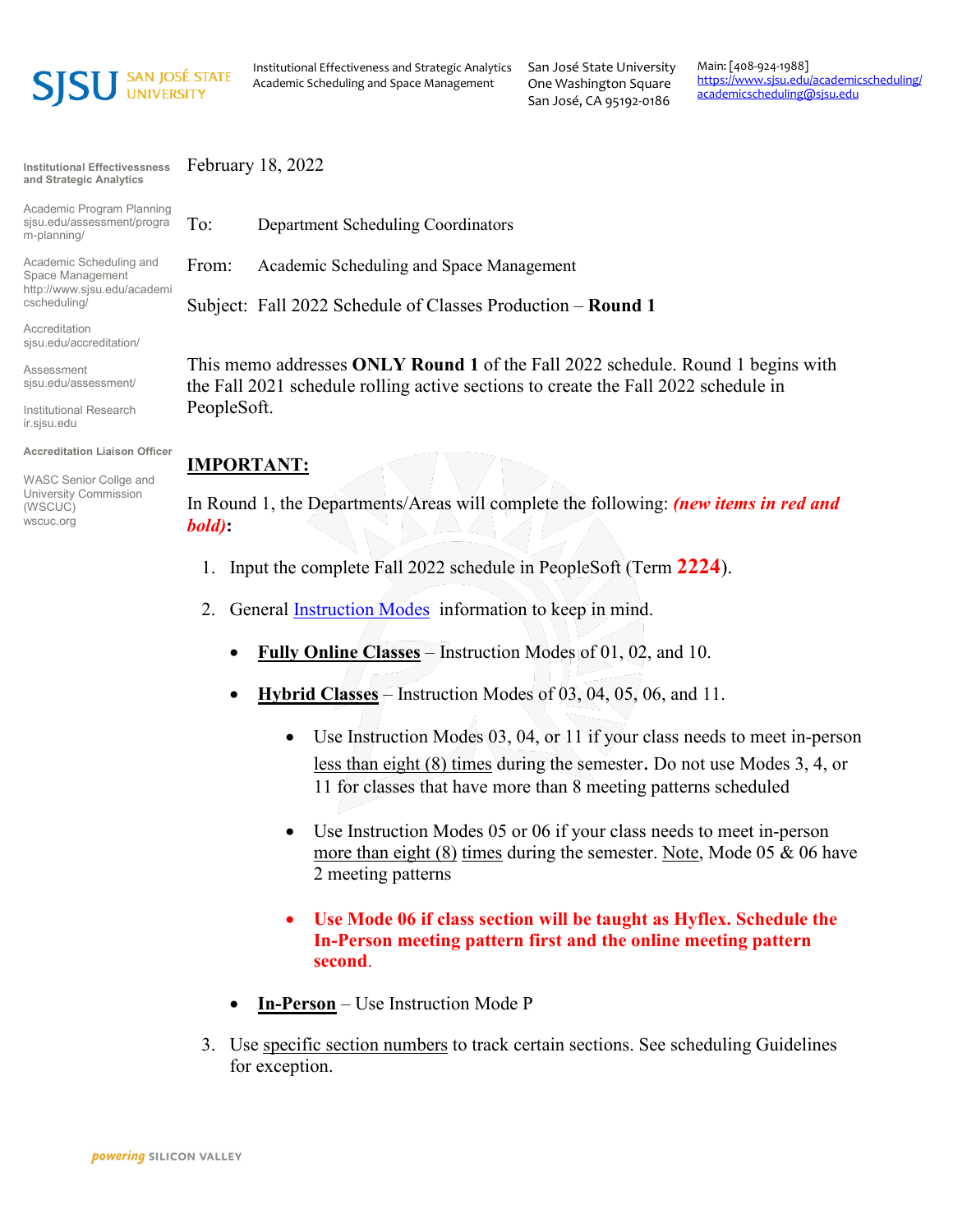Institutional Effectiveness and Strategic Analytics
Academic Scheduling and Space Management

San José State University
One Washington Square
San José, CA 95192-0186

Main: [408-924-1988]
https://www.sjsu.edu/academicscheduling/
academicscheduling@sjsu.edu

**Institutional Effectivessness and Strategic Analytics**

Academic Program Planning
sjsu.edu/assessment/program-planning/

Academic Scheduling and Space Management
http://www.sjsu.edu/academicscheduling/

Accreditation
sjsu.edu/accreditation/

Assessment
sjsu.edu/assessment/

Institutional Research
ir.sjsu.edu

**Accreditation Liaison Officer**

WASC Senior Collge and University Commission (WSCUC)
wscuc.org

February 18, 2022

To: Department Scheduling Coordinators

From: Academic Scheduling and Space Management

Subject: Fall 2022 Schedule of Classes Production – **Round 1**

This memo addresses **ONLY Round 1** of the Fall 2022 schedule. Round 1 begins with the Fall 2021 schedule rolling active sections to create the Fall 2022 schedule in PeopleSoft.

## IMPORTANT:

In Round 1, the Departments/Areas will complete the following: ***(new items in red and bold)*:**

1. Input the complete Fall 2022 schedule in PeopleSoft (Term **2224**).

2. General Instruction Modes information to keep in mind.

   - **Fully Online Classes** – Instruction Modes of 01, 02, and 10.

   - **Hybrid Classes** – Instruction Modes of 03, 04, 05, 06, and 11.

     - Use Instruction Modes 03, 04, or 11 if your class needs to meet in-person less than eight (8) times during the semester. Do not use Modes 3, 4, or 11 for classes that have more than 8 meeting patterns scheduled

     - Use Instruction Modes 05 or 06 if your class needs to meet in-person more than eight (8) times during the semester. Note, Mode 05 & 06 have 2 meeting patterns

     - **Use Mode 06 if class section will be taught as Hyflex. Schedule the In-Person meeting pattern first and the online meeting pattern second.**

   - **In-Person** – Use Instruction Mode P

3. Use specific section numbers to track certain sections. See scheduling Guidelines for exception.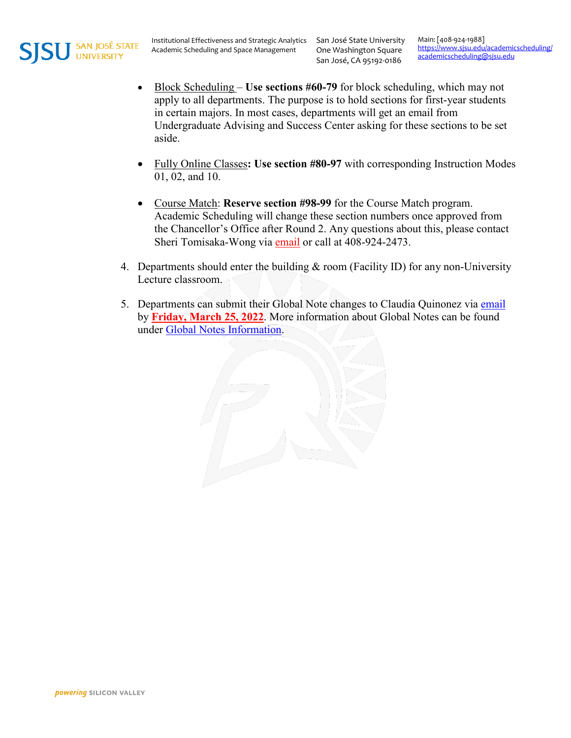- Block Scheduling – **Use sections #60-79** for block scheduling, which may not apply to all departments. The purpose is to hold sections for first-year students in certain majors. In most cases, departments will get an email from Undergraduate Advising and Success Center asking for these sections to be set aside.

- Fully Online Classes**: Use section #80-97** with corresponding Instruction Modes 01, 02, and 10.

- Course Match: **Reserve section #98-99** for the Course Match program. Academic Scheduling will change these section numbers once approved from the Chancellor's Office after Round 2. Any questions about this, please contact Sheri Tomisaka-Wong via email or call at 408-924-2473.

4. Departments should enter the building & room (Facility ID) for any non-University Lecture classroom.

5. Departments can submit their Global Note changes to Claudia Quinonez via email by **Friday, March 25, 2022**. More information about Global Notes can be found under Global Notes Information.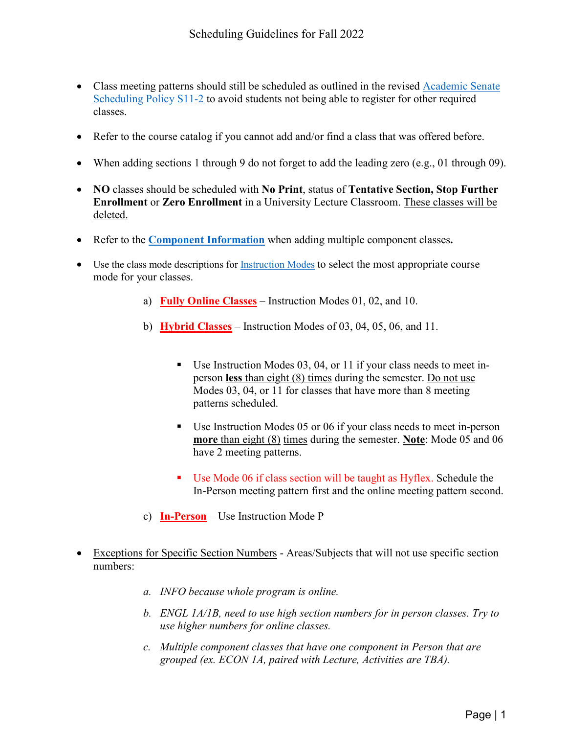# Scheduling Guidelines for Fall 2022

- Class meeting patterns should still be scheduled as outlined in the revised Academic Senate Scheduling Policy S11-2 to avoid students not being able to register for other required classes.
- Refer to the course catalog if you cannot add and/or find a class that was offered before.
- When adding sections 1 through 9 do not forget to add the leading zero (e.g., 01 through 09).
- **NO** classes should be scheduled with **No Print**, status of **Tentative Section, Stop Further Enrollment** or **Zero Enrollment** in a University Lecture Classroom. <u>These classes will be deleted.</u>
- Refer to the **Component Information** when adding multiple component classes**.**
- Use the class mode descriptions for Instruction Modes to select the most appropriate course mode for your classes.

  a) **Fully Online Classes** – Instruction Modes 01, 02, and 10.

  b) **Hybrid Classes** – Instruction Modes of 03, 04, 05, 06, and 11.

  - Use Instruction Modes 03, 04, or 11 if your class needs to meet in-person <u>**less** than eight (8) times</u> during the semester. <u>Do not use</u> Modes 03, 04, or 11 for classes that have more than 8 meeting patterns scheduled.
  - Use Instruction Modes 05 or 06 if your class needs to meet in-person <u>**more** than eight (8) times</u> during the semester. **<u>Note</u>**: Mode 05 and 06 have 2 meeting patterns.
  - Use Mode 06 if class section will be taught as Hyflex. Schedule the In-Person meeting pattern first and the online meeting pattern second.

  c) **In-Person** – Use Instruction Mode P

- <u>Exceptions for Specific Section Numbers</u> - Areas/Subjects that will not use specific section numbers:

  a. *INFO because whole program is online.*

  b. *ENGL 1A/1B, need to use high section numbers for in person classes. Try to use higher numbers for online classes.*

  c. *Multiple component classes that have one component in Person that are grouped (ex. ECON 1A, paired with Lecture, Activities are TBA).*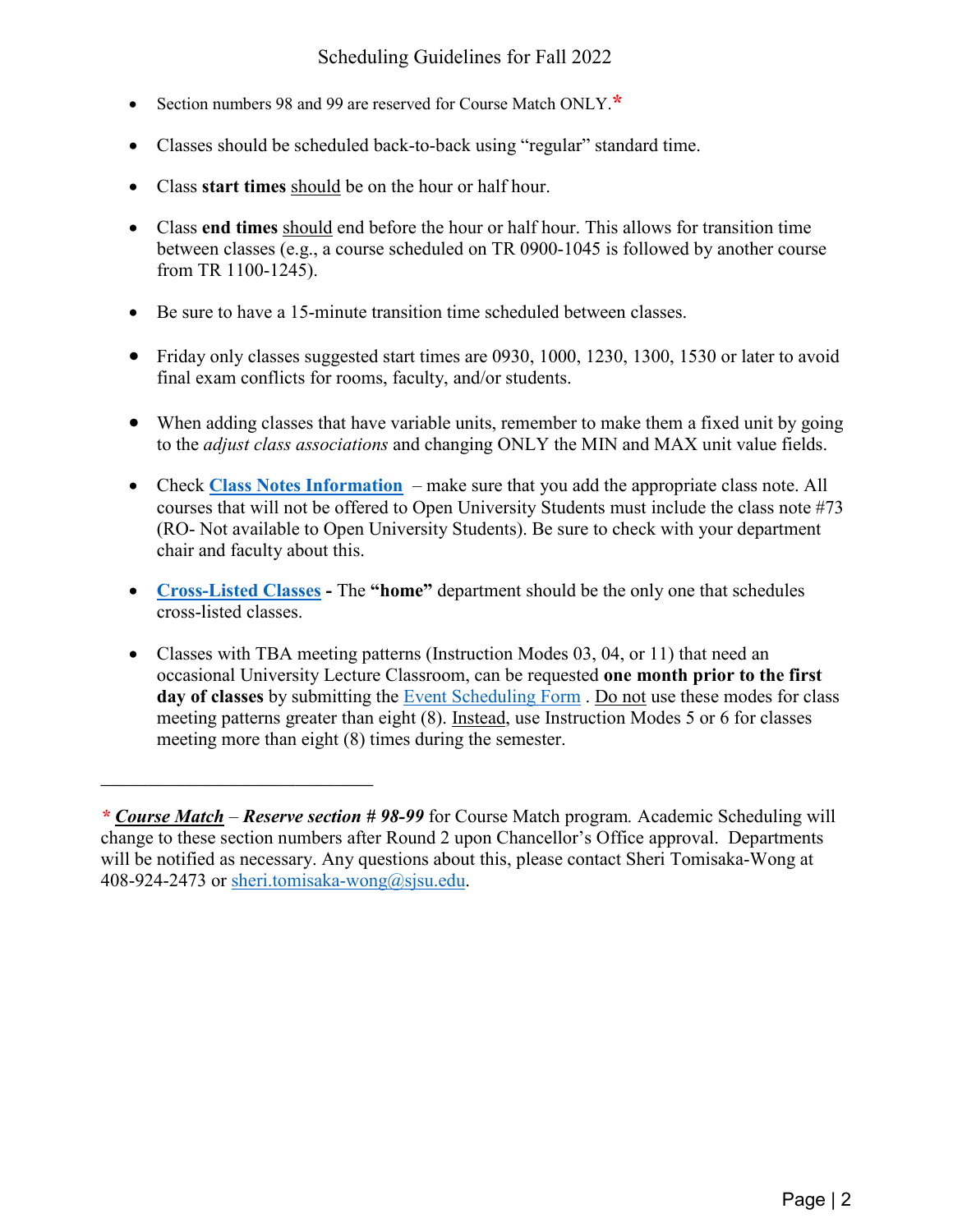Scheduling Guidelines for Fall 2022

- Section numbers 98 and 99 are reserved for Course Match ONLY.*
- Classes should be scheduled back-to-back using "regular" standard time.
- Class **start times** <u>should</u> be on the hour or half hour.
- Class **end times** <u>should</u> end before the hour or half hour. This allows for transition time between classes (e.g., a course scheduled on TR 0900-1045 is followed by another course from TR 1100-1245).
- Be sure to have a 15-minute transition time scheduled between classes.
- Friday only classes suggested start times are 0930, 1000, 1230, 1300, 1530 or later to avoid final exam conflicts for rooms, faculty, and/or students.
- When adding classes that have variable units, remember to make them a fixed unit by going to the *adjust class associations* and changing ONLY the MIN and MAX unit value fields.
- Check **Class Notes Information** – make sure that you add the appropriate class note. All courses that will not be offered to Open University Students must include the class note #73 (RO- Not available to Open University Students). Be sure to check with your department chair and faculty about this.
- **Cross-Listed Classes -** The **"home"** department should be the only one that schedules cross-listed classes.
- Classes with TBA meeting patterns (Instruction Modes 03, 04, or 11) that need an occasional University Lecture Classroom, can be requested **one month prior to the first day of classes** by submitting the Event Scheduling Form . <u>Do not</u> use these modes for class meeting patterns greater than eight (8). <u>Instead</u>, use Instruction Modes 5 or 6 for classes meeting more than eight (8) times during the semester.

---

\* ***Course Match*** – ***Reserve section # 98-99*** for Course Match program. Academic Scheduling will change to these section numbers after Round 2 upon Chancellor's Office approval. Departments will be notified as necessary. Any questions about this, please contact Sheri Tomisaka-Wong at 408-924-2473 or sheri.tomisaka-wong@sjsu.edu.